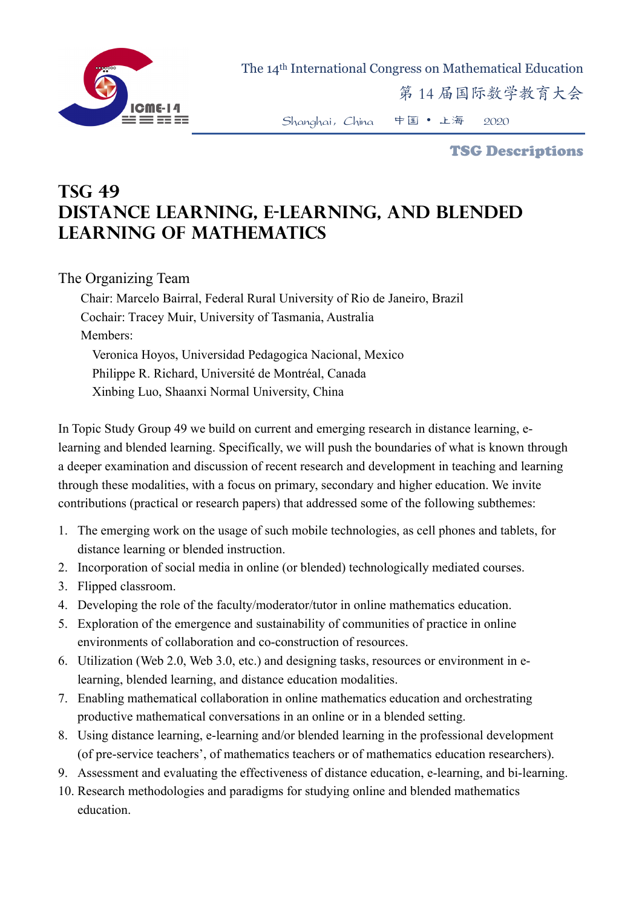# TSG 49
# DISTANCE LEARNING, E-LEARNING, AND BLENDED LEARNING OF MATHEMATICS

## The Organizing Team

Chair: Marcelo Bairral, Federal Rural University of Rio de Janeiro, Brazil
Cochair: Tracey Muir, University of Tasmania, Australia
Members:
Veronica Hoyos, Universidad Pedagogica Nacional, Mexico
Philippe R. Richard, Université de Montréal, Canada
Xinbing Luo, Shaanxi Normal University, China

In Topic Study Group 49 we build on current and emerging research in distance learning, e-learning and blended learning. Specifically, we will push the boundaries of what is known through a deeper examination and discussion of recent research and development in teaching and learning through these modalities, with a focus on primary, secondary and higher education. We invite contributions (practical or research papers) that addressed some of the following subthemes:

1. The emerging work on the usage of such mobile technologies, as cell phones and tablets, for distance learning or blended instruction.
2. Incorporation of social media in online (or blended) technologically mediated courses.
3. Flipped classroom.
4. Developing the role of the faculty/moderator/tutor in online mathematics education.
5. Exploration of the emergence and sustainability of communities of practice in online environments of collaboration and co-construction of resources.
6. Utilization (Web 2.0, Web 3.0, etc.) and designing tasks, resources or environment in e-learning, blended learning, and distance education modalities.
7. Enabling mathematical collaboration in online mathematics education and orchestrating productive mathematical conversations in an online or in a blended setting.
8. Using distance learning, e-learning and/or blended learning in the professional development (of pre-service teachers', of mathematics teachers or of mathematics education researchers).
9. Assessment and evaluating the effectiveness of distance education, e-learning, and bi-learning.
10. Research methodologies and paradigms for studying online and blended mathematics education.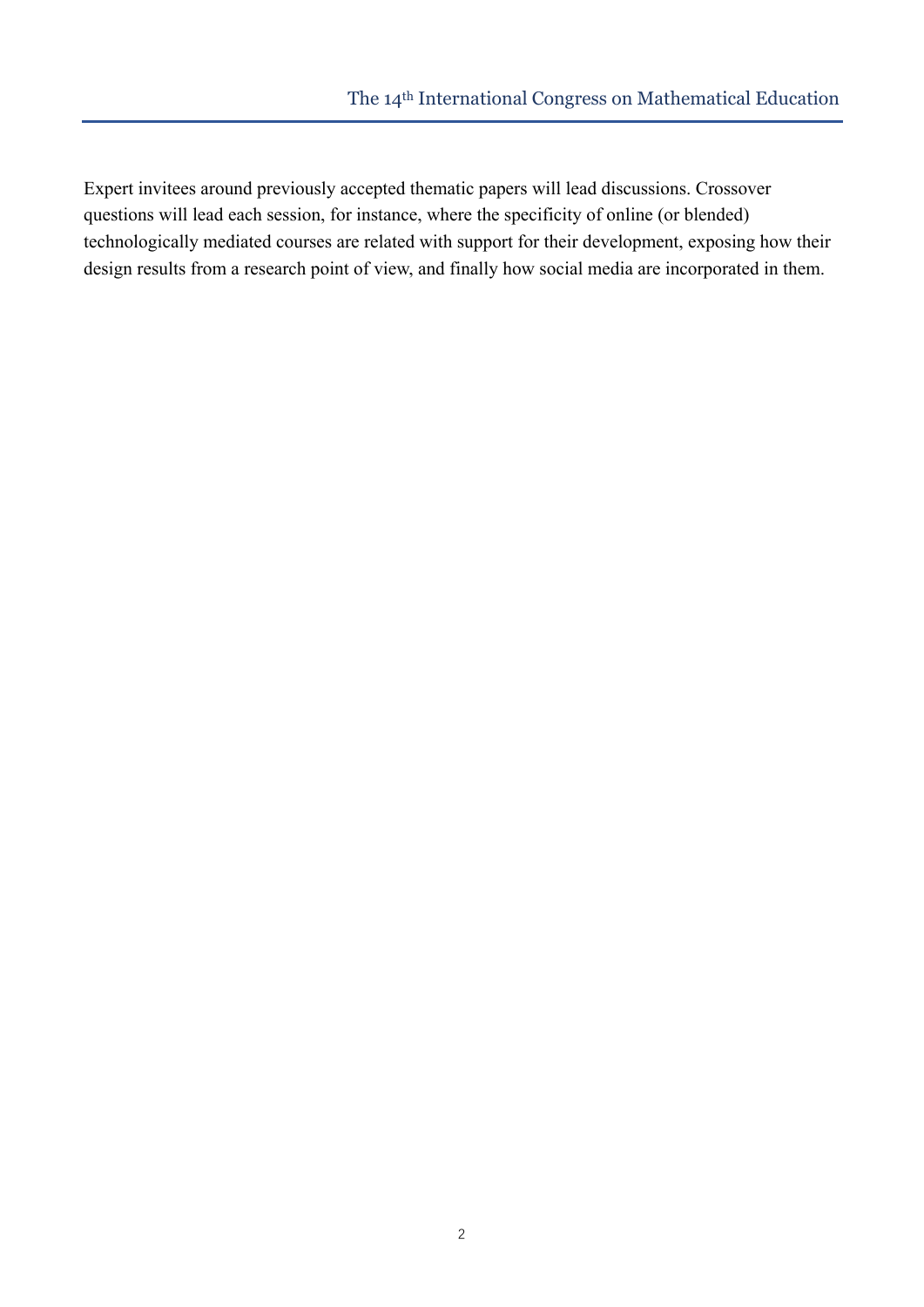Expert invitees around previously accepted thematic papers will lead discussions. Crossover questions will lead each session, for instance, where the specificity of online (or blended) technologically mediated courses are related with support for their development, exposing how their design results from a research point of view, and finally how social media are incorporated in them.